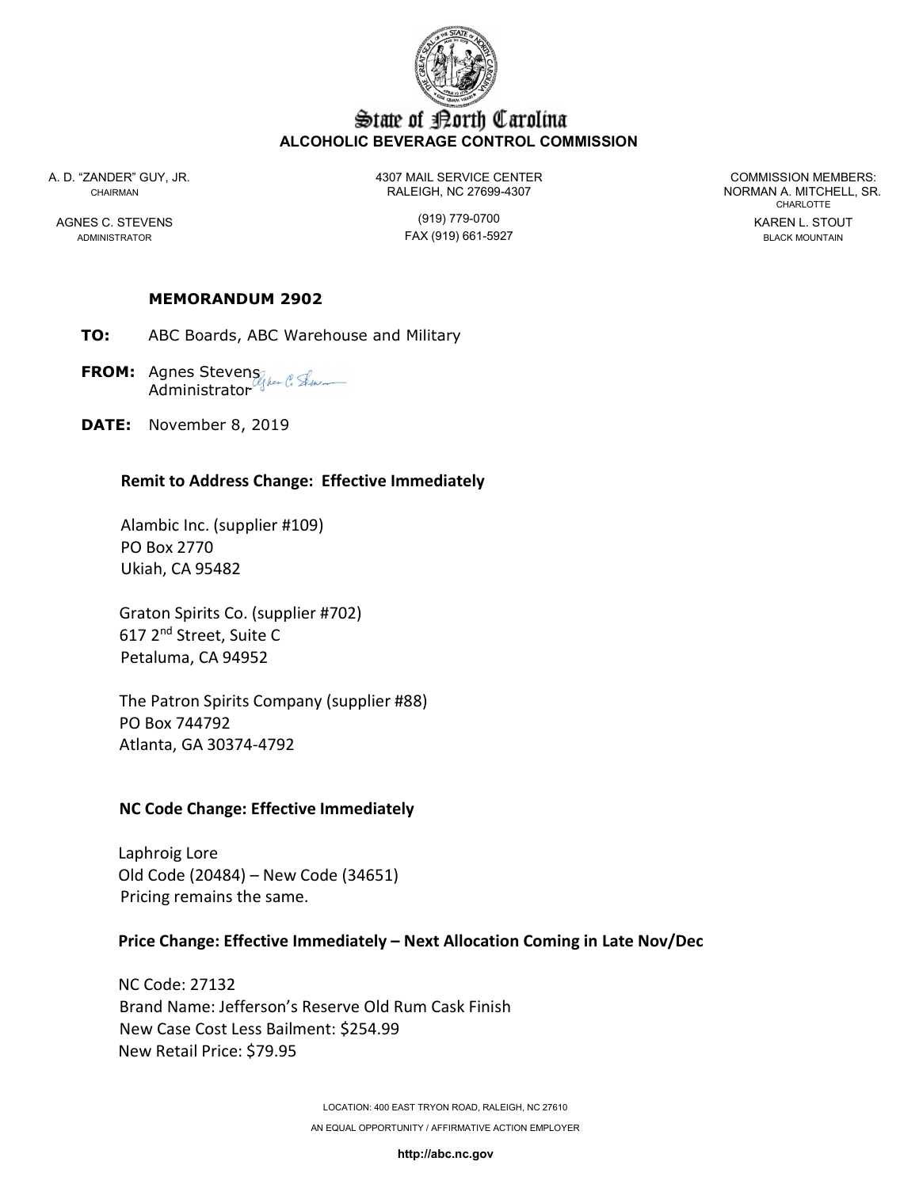# State of North Carolina
## ALCOHOLIC BEVERAGE CONTROL COMMISSION

A. D. "ZANDER" GUY, JR.
CHAIRMAN

AGNES C. STEVENS
ADMINISTRATOR

4307 MAIL SERVICE CENTER
RALEIGH, NC 27699-4307

(919) 779-0700
FAX (919) 661-5927

COMMISSION MEMBERS:
NORMAN A. MITCHELL, SR.
CHARLOTTE

KAREN L. STOUT
BLACK MOUNTAIN

**MEMORANDUM 2902**

**TO:** ABC Boards, ABC Warehouse and Military

**FROM:** Agnes Stevens
Administrator

**DATE:** November 8, 2019

**Remit to Address Change: Effective Immediately**

Alambic Inc. (supplier #109)
PO Box 2770
Ukiah, CA 95482

Graton Spirits Co. (supplier #702)
617 2nd Street, Suite C
Petaluma, CA 94952

The Patron Spirits Company (supplier #88)
PO Box 744792
Atlanta, GA 30374-4792

**NC Code Change: Effective Immediately**

Laphroig Lore
Old Code (20484) – New Code (34651)
Pricing remains the same.

**Price Change: Effective Immediately – Next Allocation Coming in Late Nov/Dec**

NC Code: 27132
Brand Name: Jefferson's Reserve Old Rum Cask Finish
New Case Cost Less Bailment: $254.99
New Retail Price: $79.95

LOCATION: 400 EAST TRYON ROAD, RALEIGH, NC 27610
AN EQUAL OPPORTUNITY / AFFIRMATIVE ACTION EMPLOYER
http://abc.nc.gov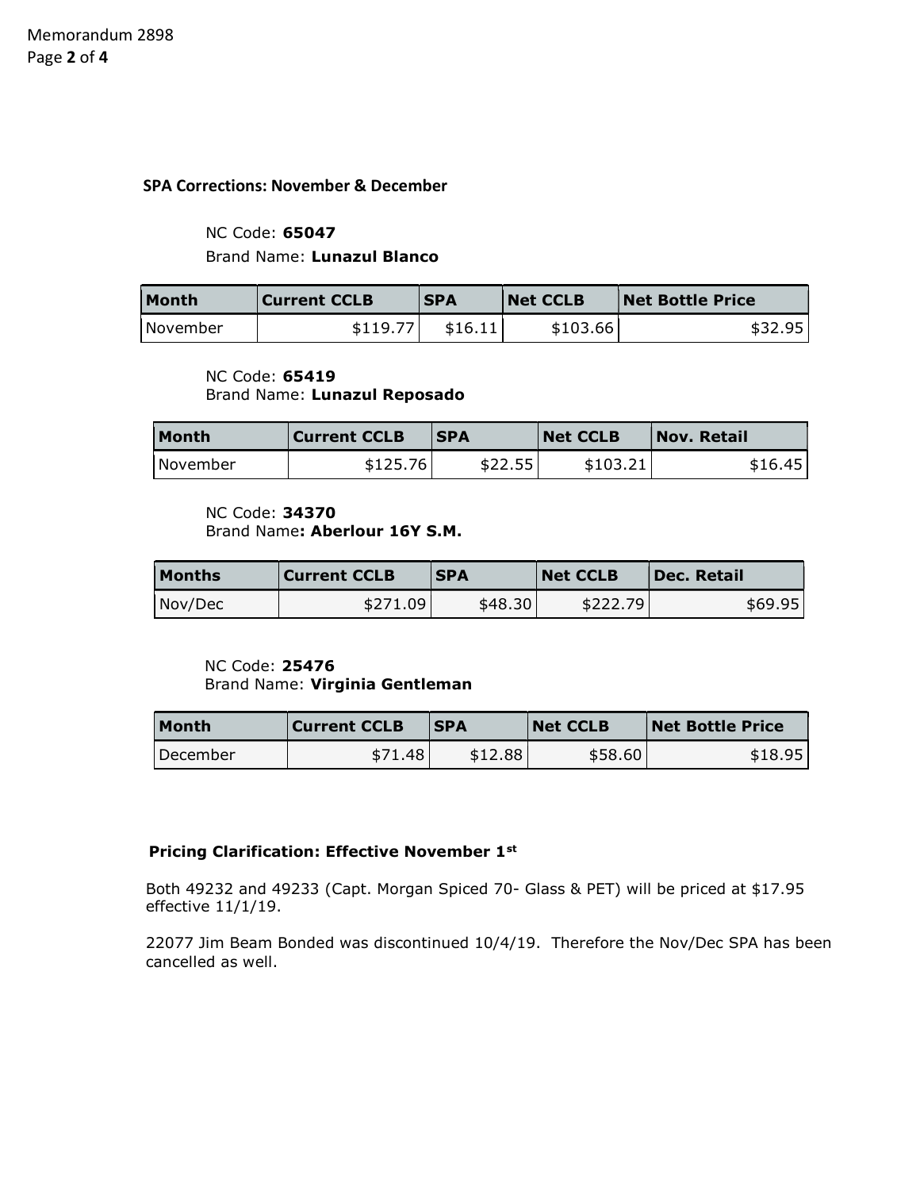## SPA Corrections: November & December

NC Code: **65047**
Brand Name: **Lunazul Blanco**

| Month | Current CCLB | SPA | Net CCLB | Net Bottle Price |
|---|---|---|---|---|
| November | $119.77 | $16.11 | $103.66 | $32.95 |

NC Code: **65419**
Brand Name: **Lunazul Reposado**

| Month | Current CCLB | SPA | Net CCLB | Nov. Retail |
|---|---|---|---|---|
| November | $125.76 | $22.55 | $103.21 | $16.45 |

NC Code: **34370**
Brand Name**: Aberlour 16Y S.M.**

| Months | Current CCLB | SPA | Net CCLB | Dec. Retail |
|---|---|---|---|---|
| Nov/Dec | $271.09 | $48.30 | $222.79 | $69.95 |

NC Code: **25476**
Brand Name: **Virginia Gentleman**

| Month | Current CCLB | SPA | Net CCLB | Net Bottle Price |
|---|---|---|---|---|
| December | $71.48 | $12.88 | $58.60 | $18.95 |

### Pricing Clarification: Effective November 1st

Both 49232 and 49233 (Capt. Morgan Spiced 70- Glass & PET) will be priced at $17.95 effective 11/1/19.

22077 Jim Beam Bonded was discontinued 10/4/19. Therefore the Nov/Dec SPA has been cancelled as well.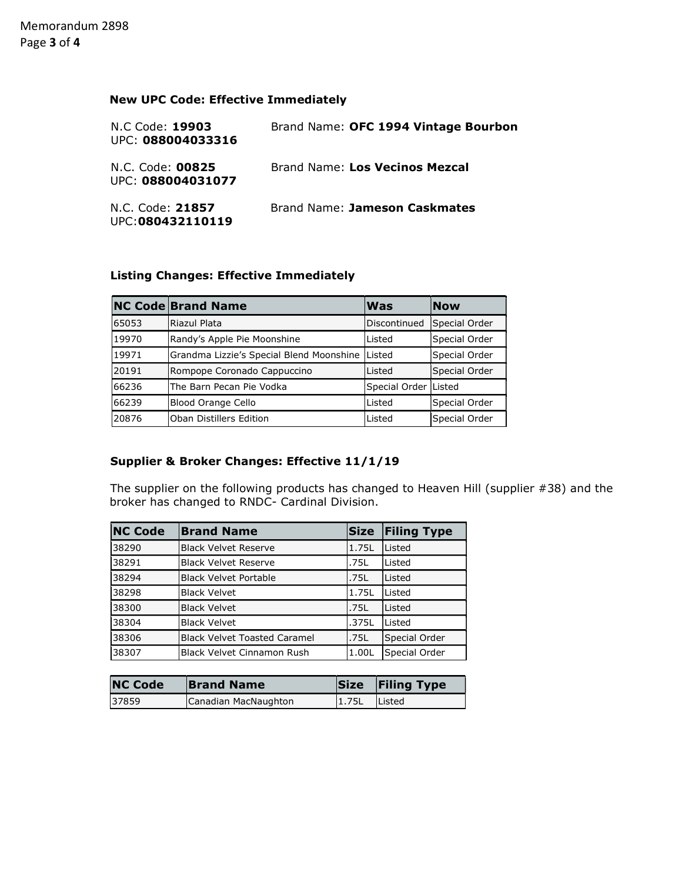### New UPC Code: Effective Immediately

N.C Code: **19903**
UPC: **088004033316**
Brand Name: **OFC 1994 Vintage Bourbon**

N.C. Code: **00825**
UPC: **088004031077**
Brand Name: **Los Vecinos Mezcal**

N.C. Code: **21857**
UPC:**080432110119**
Brand Name: **Jameson Caskmates**

### Listing Changes: Effective Immediately

| NC Code | Brand Name | Was | Now |
|---|---|---|---|
| 65053 | Riazul Plata | Discontinued | Special Order |
| 19970 | Randy's Apple Pie Moonshine | Listed | Special Order |
| 19971 | Grandma Lizzie's Special Blend Moonshine | Listed | Special Order |
| 20191 | Rompope Coronado Cappuccino | Listed | Special Order |
| 66236 | The Barn Pecan Pie Vodka | Special Order | Listed |
| 66239 | Blood Orange Cello | Listed | Special Order |
| 20876 | Oban Distillers Edition | Listed | Special Order |

### Supplier & Broker Changes: Effective 11/1/19

The supplier on the following products has changed to Heaven Hill (supplier #38) and the broker has changed to RNDC- Cardinal Division.

| NC Code | Brand Name | Size | Filing Type |
|---|---|---|---|
| 38290 | Black Velvet Reserve | 1.75L | Listed |
| 38291 | Black Velvet Reserve | .75L | Listed |
| 38294 | Black Velvet Portable | .75L | Listed |
| 38298 | Black Velvet | 1.75L | Listed |
| 38300 | Black Velvet | .75L | Listed |
| 38304 | Black Velvet | .375L | Listed |
| 38306 | Black Velvet Toasted Caramel | .75L | Special Order |
| 38307 | Black Velvet Cinnamon Rush | 1.00L | Special Order |

| NC Code | Brand Name | Size | Filing Type |
|---|---|---|---|
| 37859 | Canadian MacNaughton | 1.75L | Listed |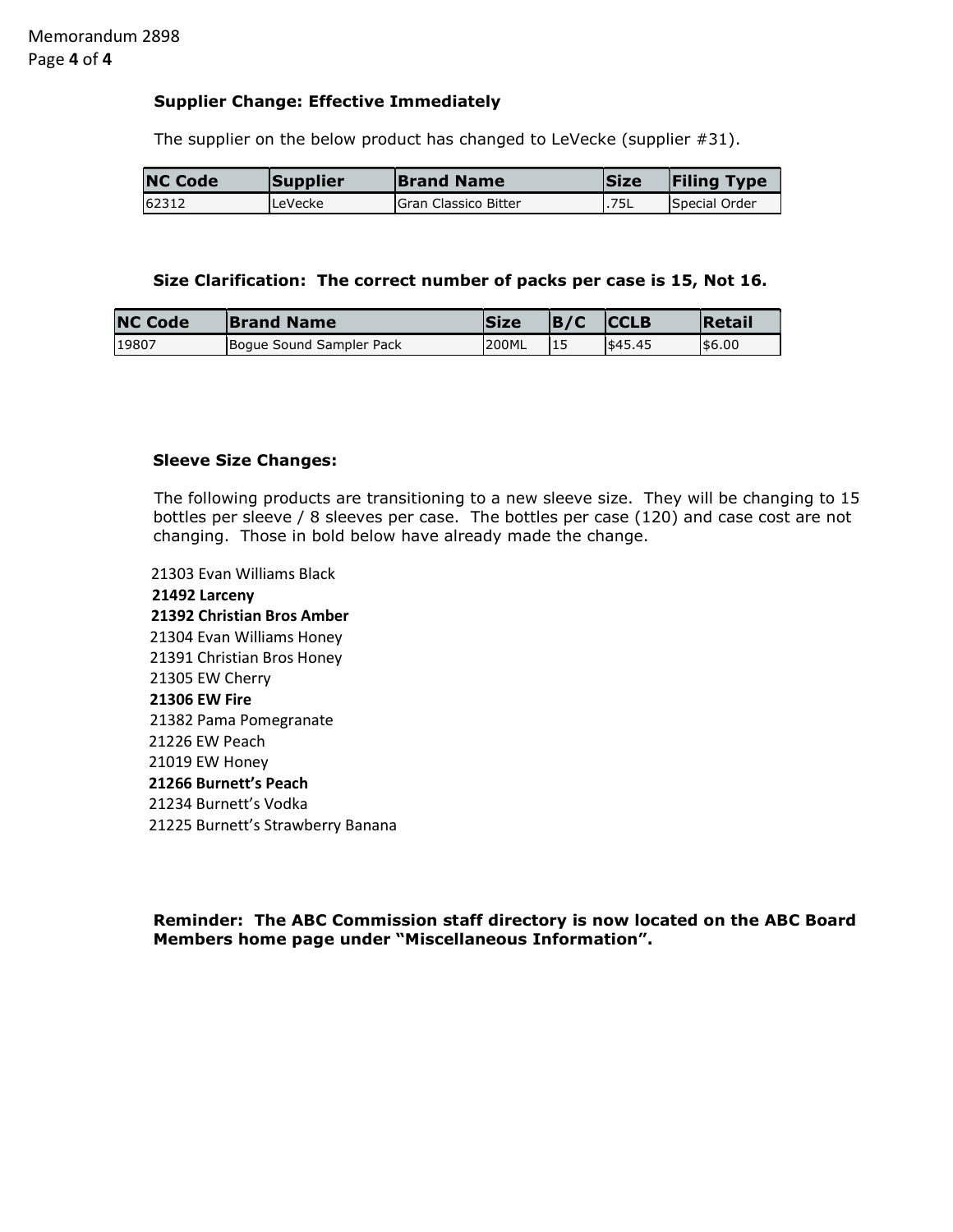**Supplier Change: Effective Immediately**

The supplier on the below product has changed to LeVecke (supplier #31).

| NC Code | Supplier | Brand Name | Size | Filing Type |
|---|---|---|---|---|
| 62312 | LeVecke | Gran Classico Bitter | .75L | Special Order |

**Size Clarification: The correct number of packs per case is 15, Not 16.**

| NC Code | Brand Name | Size | B/C | CCLB | Retail |
|---|---|---|---|---|---|
| 19807 | Bogue Sound Sampler Pack | 200ML | 15 | $45.45 | $6.00 |

**Sleeve Size Changes:**

The following products are transitioning to a new sleeve size. They will be changing to 15 bottles per sleeve / 8 sleeves per case. The bottles per case (120) and case cost are not changing. Those in bold below have already made the change.

21303 Evan Williams Black
**21492 Larceny**
**21392 Christian Bros Amber**
21304 Evan Williams Honey
21391 Christian Bros Honey
21305 EW Cherry
**21306 EW Fire**
21382 Pama Pomegranate
21226 EW Peach
21019 EW Honey
**21266 Burnett's Peach**
21234 Burnett's Vodka
21225 Burnett's Strawberry Banana

**Reminder: The ABC Commission staff directory is now located on the ABC Board Members home page under "Miscellaneous Information".**